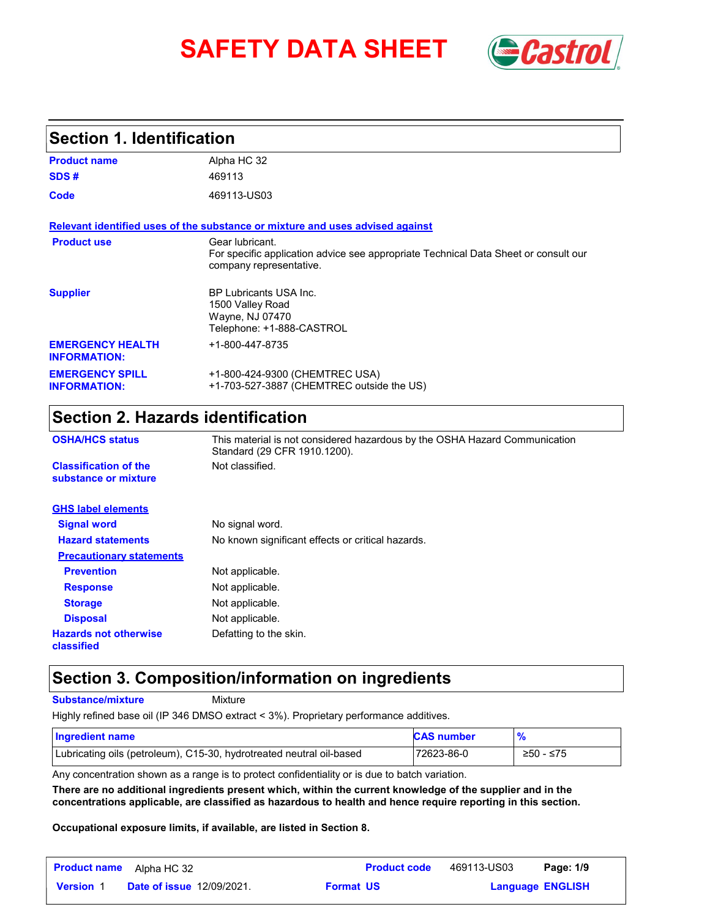# SAFETY DATA SHEET

## Section 1. Identification

| | |
|---|---|
| **Product name** | Alpha HC 32 |
| **SDS #** | 469113 |
| **Code** | 469113-US03 |

**Relevant identified uses of the substance or mixture and uses advised against**

| | |
|---|---|
| **Product use** | Gear lubricant.<br>For specific application advice see appropriate Technical Data Sheet or consult our company representative. |
| **Supplier** | BP Lubricants USA Inc.<br>1500 Valley Road<br>Wayne, NJ 07470<br>Telephone: +1-888-CASTROL |
| **EMERGENCY HEALTH INFORMATION:** | +1-800-447-8735 |
| **EMERGENCY SPILL INFORMATION:** | +1-800-424-9300 (CHEMTREC USA)<br>+1-703-527-3887 (CHEMTREC outside the US) |

## Section 2. Hazards identification

| | |
|---|---|
| **OSHA/HCS status** | This material is not considered hazardous by the OSHA Hazard Communication Standard (29 CFR 1910.1200). |
| **Classification of the substance or mixture** | Not classified. |

**GHS label elements**

| | |
|---|---|
| **Signal word** | No signal word. |
| **Hazard statements** | No known significant effects or critical hazards. |

**Precautionary statements**

| | |
|---|---|
| **Prevention** | Not applicable. |
| **Response** | Not applicable. |
| **Storage** | Not applicable. |
| **Disposal** | Not applicable. |
| **Hazards not otherwise classified** | Defatting to the skin. |

## Section 3. Composition/information on ingredients

**Substance/mixture** Mixture

Highly refined base oil (IP 346 DMSO extract < 3%). Proprietary performance additives.

| Ingredient name | CAS number | % |
|---|---|---|
| Lubricating oils (petroleum), C15-30, hydrotreated neutral oil-based | 72623-86-0 | ≥50 - ≤75 |

Any concentration shown as a range is to protect confidentiality or is due to batch variation.

**There are no additional ingredients present which, within the current knowledge of the supplier and in the concentrations applicable, are classified as hazardous to health and hence require reporting in this section.**

**Occupational exposure limits, if available, are listed in Section 8.**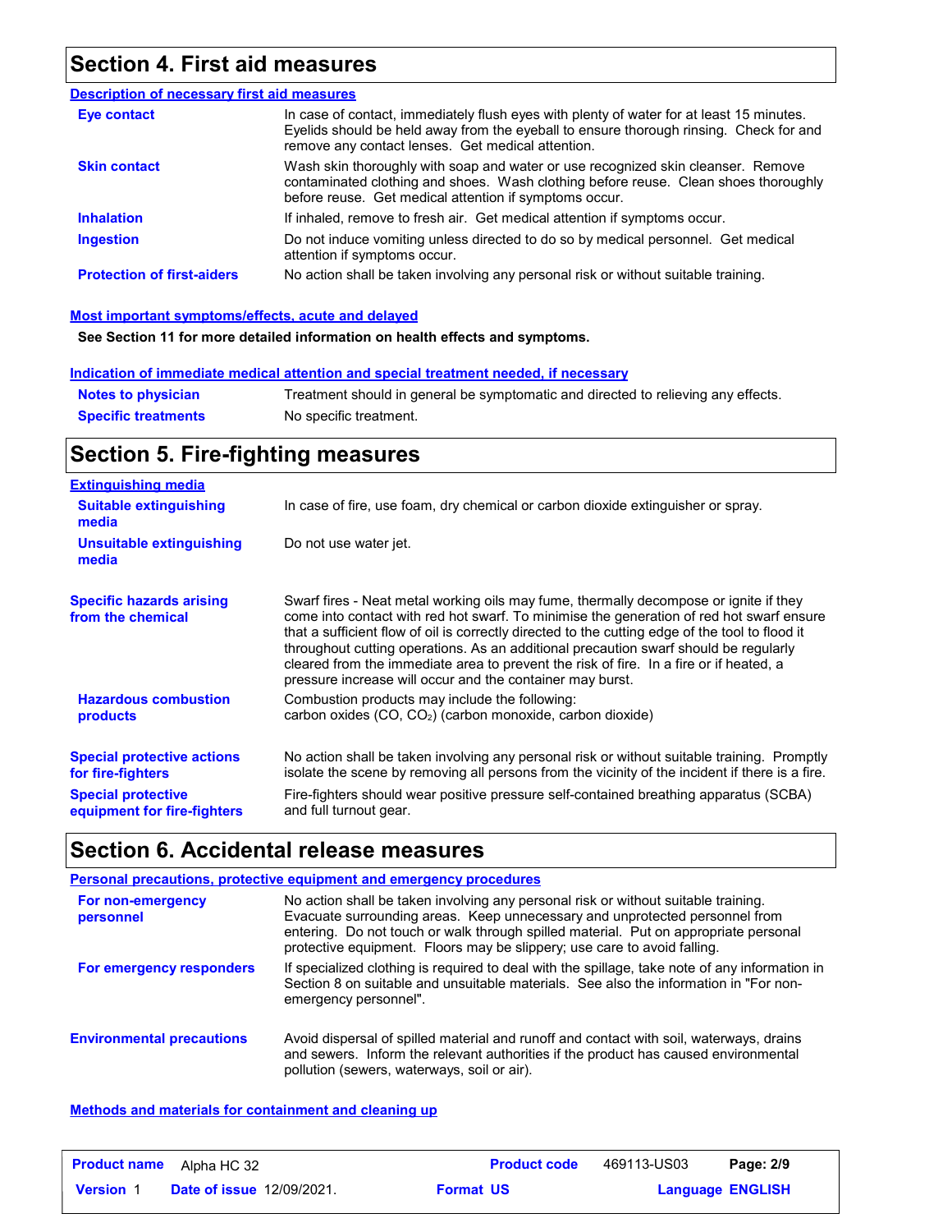## Section 4. First aid measures

### Description of necessary first aid measures

**Eye contact**
In case of contact, immediately flush eyes with plenty of water for at least 15 minutes. Eyelids should be held away from the eyeball to ensure thorough rinsing. Check for and remove any contact lenses. Get medical attention.

**Skin contact**
Wash skin thoroughly with soap and water or use recognized skin cleanser. Remove contaminated clothing and shoes. Wash clothing before reuse. Clean shoes thoroughly before reuse. Get medical attention if symptoms occur.

**Inhalation**
If inhaled, remove to fresh air. Get medical attention if symptoms occur.

**Ingestion**
Do not induce vomiting unless directed to do so by medical personnel. Get medical attention if symptoms occur.

**Protection of first-aiders**
No action shall be taken involving any personal risk or without suitable training.

### Most important symptoms/effects, acute and delayed

**See Section 11 for more detailed information on health effects and symptoms.**

### Indication of immediate medical attention and special treatment needed, if necessary

**Notes to physician**
Treatment should in general be symptomatic and directed to relieving any effects.

**Specific treatments**
No specific treatment.

## Section 5. Fire-fighting measures

### Extinguishing media

**Suitable extinguishing media**
In case of fire, use foam, dry chemical or carbon dioxide extinguisher or spray.

**Unsuitable extinguishing media**
Do not use water jet.

**Specific hazards arising from the chemical**
Swarf fires - Neat metal working oils may fume, thermally decompose or ignite if they come into contact with red hot swarf. To minimise the generation of red hot swarf ensure that a sufficient flow of oil is correctly directed to the cutting edge of the tool to flood it throughout cutting operations. As an additional precaution swarf should be regularly cleared from the immediate area to prevent the risk of fire. In a fire or if heated, a pressure increase will occur and the container may burst.

**Hazardous combustion products**
Combustion products may include the following:
carbon oxides ($CO$, $CO_2$) (carbon monoxide, carbon dioxide)

**Special protective actions for fire-fighters**
No action shall be taken involving any personal risk or without suitable training. Promptly isolate the scene by removing all persons from the vicinity of the incident if there is a fire.

**Special protective equipment for fire-fighters**
Fire-fighters should wear positive pressure self-contained breathing apparatus (SCBA) and full turnout gear.

## Section 6. Accidental release measures

### Personal precautions, protective equipment and emergency procedures

**For non-emergency personnel**
No action shall be taken involving any personal risk or without suitable training. Evacuate surrounding areas. Keep unnecessary and unprotected personnel from entering. Do not touch or walk through spilled material. Put on appropriate personal protective equipment. Floors may be slippery; use care to avoid falling.

**For emergency responders**
If specialized clothing is required to deal with the spillage, take note of any information in Section 8 on suitable and unsuitable materials. See also the information in "For non-emergency personnel".

**Environmental precautions**
Avoid dispersal of spilled material and runoff and contact with soil, waterways, drains and sewers. Inform the relevant authorities if the product has caused environmental pollution (sewers, waterways, soil or air).

### Methods and materials for containment and cleaning up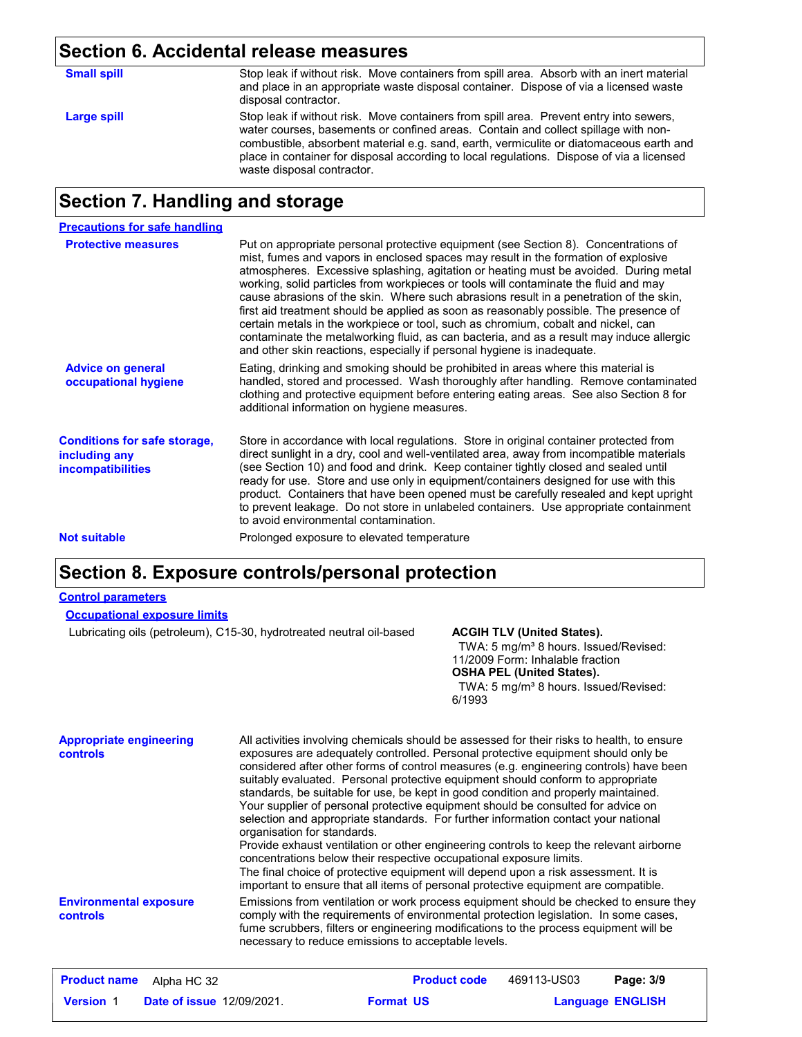## Section 6. Accidental release measures

**Small spill**

Stop leak if without risk. Move containers from spill area. Absorb with an inert material and place in an appropriate waste disposal container. Dispose of via a licensed waste disposal contractor.

**Large spill**

Stop leak if without risk. Move containers from spill area. Prevent entry into sewers, water courses, basements or confined areas. Contain and collect spillage with non-combustible, absorbent material e.g. sand, earth, vermiculite or diatomaceous earth and place in container for disposal according to local regulations. Dispose of via a licensed waste disposal contractor.

## Section 7. Handling and storage

### Precautions for safe handling

**Protective measures**

Put on appropriate personal protective equipment (see Section 8). Concentrations of mist, fumes and vapors in enclosed spaces may result in the formation of explosive atmospheres. Excessive splashing, agitation or heating must be avoided. During metal working, solid particles from workpieces or tools will contaminate the fluid and may cause abrasions of the skin. Where such abrasions result in a penetration of the skin, first aid treatment should be applied as soon as reasonably possible. The presence of certain metals in the workpiece or tool, such as chromium, cobalt and nickel, can contaminate the metalworking fluid, as can bacteria, and as a result may induce allergic and other skin reactions, especially if personal hygiene is inadequate.

**Advice on general occupational hygiene**

Eating, drinking and smoking should be prohibited in areas where this material is handled, stored and processed. Wash thoroughly after handling. Remove contaminated clothing and protective equipment before entering eating areas. See also Section 8 for additional information on hygiene measures.

**Conditions for safe storage, including any incompatibilities**

Store in accordance with local regulations. Store in original container protected from direct sunlight in a dry, cool and well-ventilated area, away from incompatible materials (see Section 10) and food and drink. Keep container tightly closed and sealed until ready for use. Store and use only in equipment/containers designed for use with this product. Containers that have been opened must be carefully resealed and kept upright to prevent leakage. Do not store in unlabeled containers. Use appropriate containment to avoid environmental contamination.

**Not suitable**

Prolonged exposure to elevated temperature

## Section 8. Exposure controls/personal protection

### Control parameters

#### Occupational exposure limits

| | |
|---|---|
| Lubricating oils (petroleum), C15-30, hydrotreated neutral oil-based | **ACGIH TLV (United States).** TWA: 5 mg/m³ 8 hours. Issued/Revised: 11/2009 Form: Inhalable fraction **OSHA PEL (United States).** TWA: 5 mg/m³ 8 hours. Issued/Revised: 6/1993 |

**Appropriate engineering controls**

All activities involving chemicals should be assessed for their risks to health, to ensure exposures are adequately controlled. Personal protective equipment should only be considered after other forms of control measures (e.g. engineering controls) have been suitably evaluated. Personal protective equipment should conform to appropriate standards, be suitable for use, be kept in good condition and properly maintained. Your supplier of personal protective equipment should be consulted for advice on selection and appropriate standards. For further information contact your national organisation for standards.
Provide exhaust ventilation or other engineering controls to keep the relevant airborne concentrations below their respective occupational exposure limits.
The final choice of protective equipment will depend upon a risk assessment. It is important to ensure that all items of personal protective equipment are compatible.

**Environmental exposure controls**

Emissions from ventilation or work process equipment should be checked to ensure they comply with the requirements of environmental protection legislation. In some cases, fume scrubbers, filters or engineering modifications to the process equipment will be necessary to reduce emissions to acceptable levels.

| | | | | |
|---|---|---|---|---|
| **Product name** Alpha HC 32 | | **Product code** | 469113-US03 | |
| **Version** 1 | **Date of issue** 12/09/2021. | **Format** US | | **Language** ENGLISH |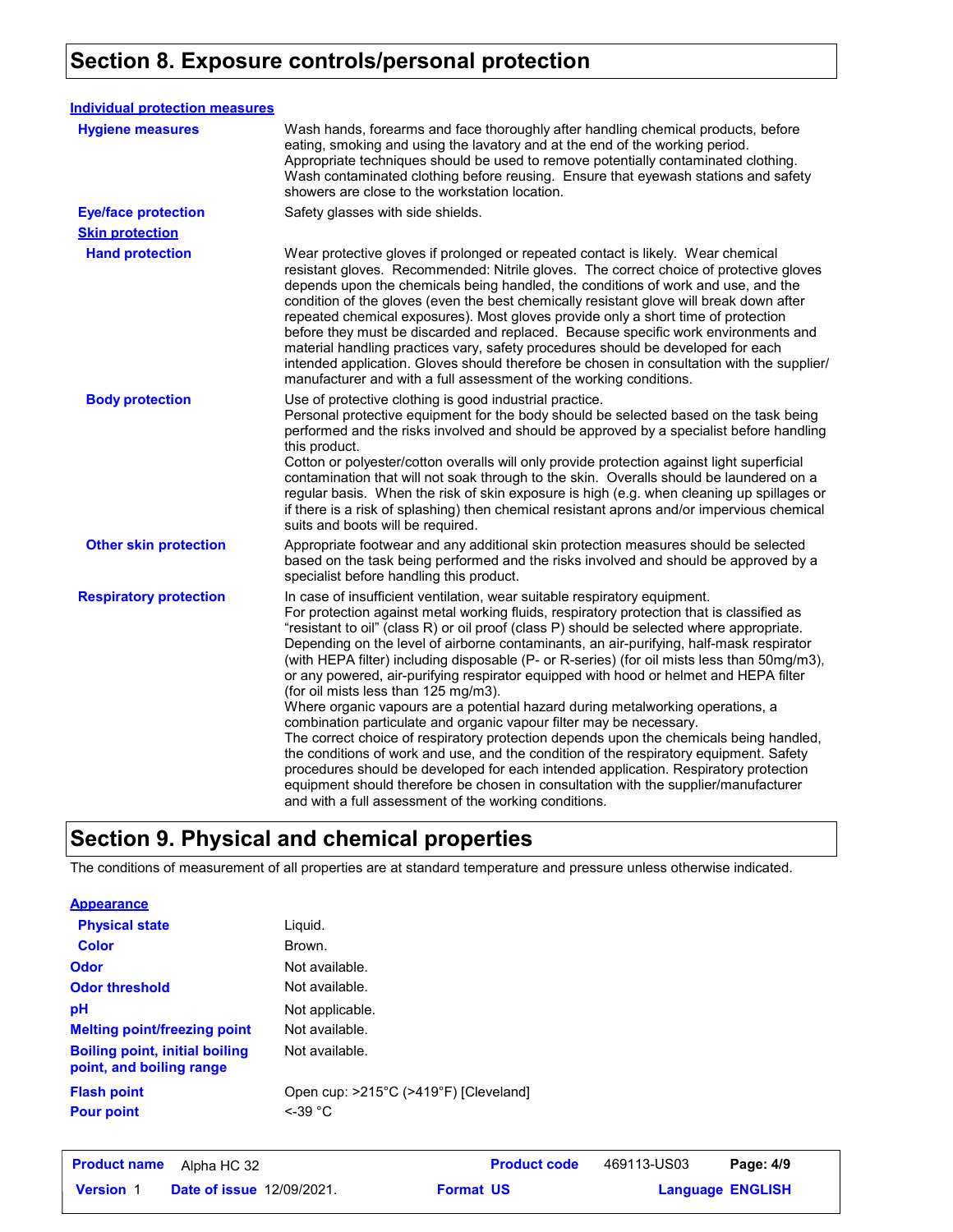## Section 8. Exposure controls/personal protection

### Individual protection measures

**Hygiene measures**
Wash hands, forearms and face thoroughly after handling chemical products, before eating, smoking and using the lavatory and at the end of the working period. Appropriate techniques should be used to remove potentially contaminated clothing. Wash contaminated clothing before reusing. Ensure that eyewash stations and safety showers are close to the workstation location.

**Eye/face protection**
Safety glasses with side shields.

**Skin protection**

**Hand protection**
Wear protective gloves if prolonged or repeated contact is likely. Wear chemical resistant gloves. Recommended: Nitrile gloves. The correct choice of protective gloves depends upon the chemicals being handled, the conditions of work and use, and the condition of the gloves (even the best chemically resistant glove will break down after repeated chemical exposures). Most gloves provide only a short time of protection before they must be discarded and replaced. Because specific work environments and material handling practices vary, safety procedures should be developed for each intended application. Gloves should therefore be chosen in consultation with the supplier/manufacturer and with a full assessment of the working conditions.

**Body protection**
Use of protective clothing is good industrial practice.
Personal protective equipment for the body should be selected based on the task being performed and the risks involved and should be approved by a specialist before handling this product.
Cotton or polyester/cotton overalls will only provide protection against light superficial contamination that will not soak through to the skin. Overalls should be laundered on a regular basis. When the risk of skin exposure is high (e.g. when cleaning up spillages or if there is a risk of splashing) then chemical resistant aprons and/or impervious chemical suits and boots will be required.

**Other skin protection**
Appropriate footwear and any additional skin protection measures should be selected based on the task being performed and the risks involved and should be approved by a specialist before handling this product.

**Respiratory protection**
In case of insufficient ventilation, wear suitable respiratory equipment.
For protection against metal working fluids, respiratory protection that is classified as "resistant to oil" (class R) or oil proof (class P) should be selected where appropriate. Depending on the level of airborne contaminants, an air-purifying, half-mask respirator (with HEPA filter) including disposable (P- or R-series) (for oil mists less than 50mg/m3), or any powered, air-purifying respirator equipped with hood or helmet and HEPA filter (for oil mists less than 125 mg/m3).
Where organic vapours are a potential hazard during metalworking operations, a combination particulate and organic vapour filter may be necessary.
The correct choice of respiratory protection depends upon the chemicals being handled, the conditions of work and use, and the condition of the respiratory equipment. Safety procedures should be developed for each intended application. Respiratory protection equipment should therefore be chosen in consultation with the supplier/manufacturer and with a full assessment of the working conditions.

## Section 9. Physical and chemical properties

The conditions of measurement of all properties are at standard temperature and pressure unless otherwise indicated.

### Appearance

| Property | Value |
|---|---|
| Physical state | Liquid. |
| Color | Brown. |
| Odor | Not available. |
| Odor threshold | Not available. |
| pH | Not applicable. |
| Melting point/freezing point | Not available. |
| Boiling point, initial boiling point, and boiling range | Not available. |
| Flash point | Open cup: >215°C (>419°F) [Cleveland] |
| Pour point | <-39 °C |

**Product name** Alpha HC 32 **Product code** 469113-US03
**Version** 1 **Date of issue** 12/09/2021. **Format** US **Language** ENGLISH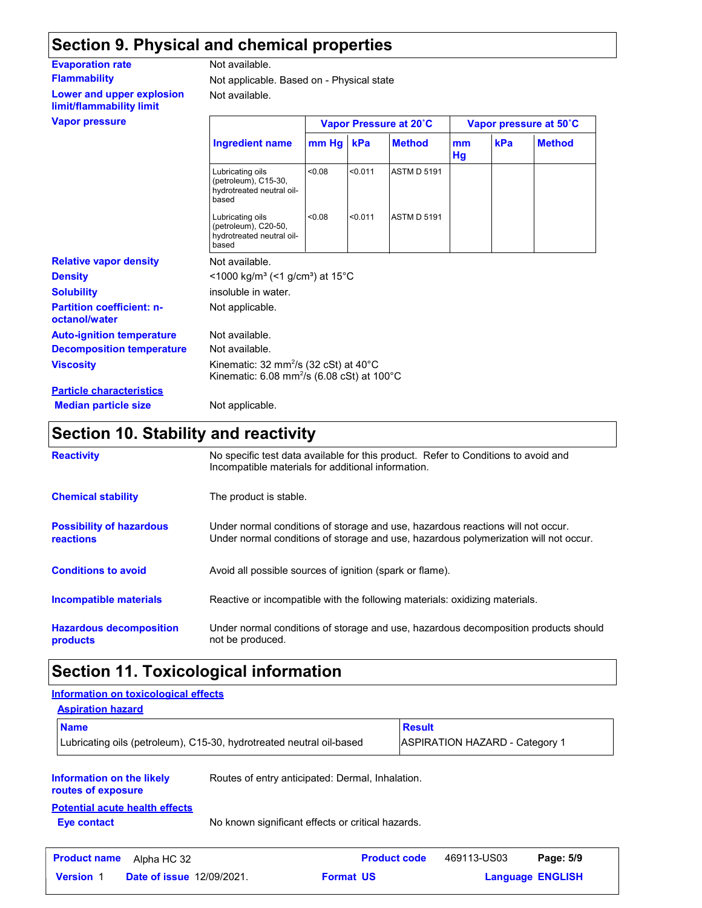## Section 9. Physical and chemical properties

**Evaporation rate** Not available.

**Flammability** Not applicable. Based on - Physical state

**Lower and upper explosion limit/flammability limit** Not available.

**Vapor pressure**

| Ingredient name | Vapor Pressure at 20˚C | | | Vapor pressure at 50˚C | | |
|---|---|---|---|---|---|---|
| | mm Hg | kPa | Method | mm Hg | kPa | Method |
| Lubricating oils (petroleum), C15-30, hydrotreated neutral oil-based | <0.08 | <0.011 | ASTM D 5191 | | | |
| Lubricating oils (petroleum), C20-50, hydrotreated neutral oil-based | <0.08 | <0.011 | ASTM D 5191 | | | |

**Relative vapor density** Not available.

**Density** <1000 kg/m³ (<1 g/cm³) at 15°C

**Solubility** insoluble in water.

**Partition coefficient: n-octanol/water** Not applicable.

**Auto-ignition temperature** Not available.

**Decomposition temperature** Not available.

**Viscosity** Kinematic: 32 mm²/s (32 cSt) at 40°C
Kinematic: 6.08 mm²/s (6.08 cSt) at 100°C

**Particle characteristics**

**Median particle size** Not applicable.

## Section 10. Stability and reactivity

**Reactivity** No specific test data available for this product. Refer to Conditions to avoid and Incompatible materials for additional information.

**Chemical stability** The product is stable.

**Possibility of hazardous reactions** Under normal conditions of storage and use, hazardous reactions will not occur.
Under normal conditions of storage and use, hazardous polymerization will not occur.

**Conditions to avoid** Avoid all possible sources of ignition (spark or flame).

**Incompatible materials** Reactive or incompatible with the following materials: oxidizing materials.

**Hazardous decomposition products** Under normal conditions of storage and use, hazardous decomposition products should not be produced.

## Section 11. Toxicological information

**Information on toxicological effects**

**Aspiration hazard**

| Name | Result |
|---|---|
| Lubricating oils (petroleum), C15-30, hydrotreated neutral oil-based | ASPIRATION HAZARD - Category 1 |

**Information on the likely routes of exposure** Routes of entry anticipated: Dermal, Inhalation.

**Potential acute health effects**

**Eye contact** No known significant effects or critical hazards.

| Product name | Alpha HC 32 | Product code | 469113-US03 |
|---|---|---|---|
| Version | 1 | Date of issue | 12/09/2021. |
| Format | US | Language | ENGLISH |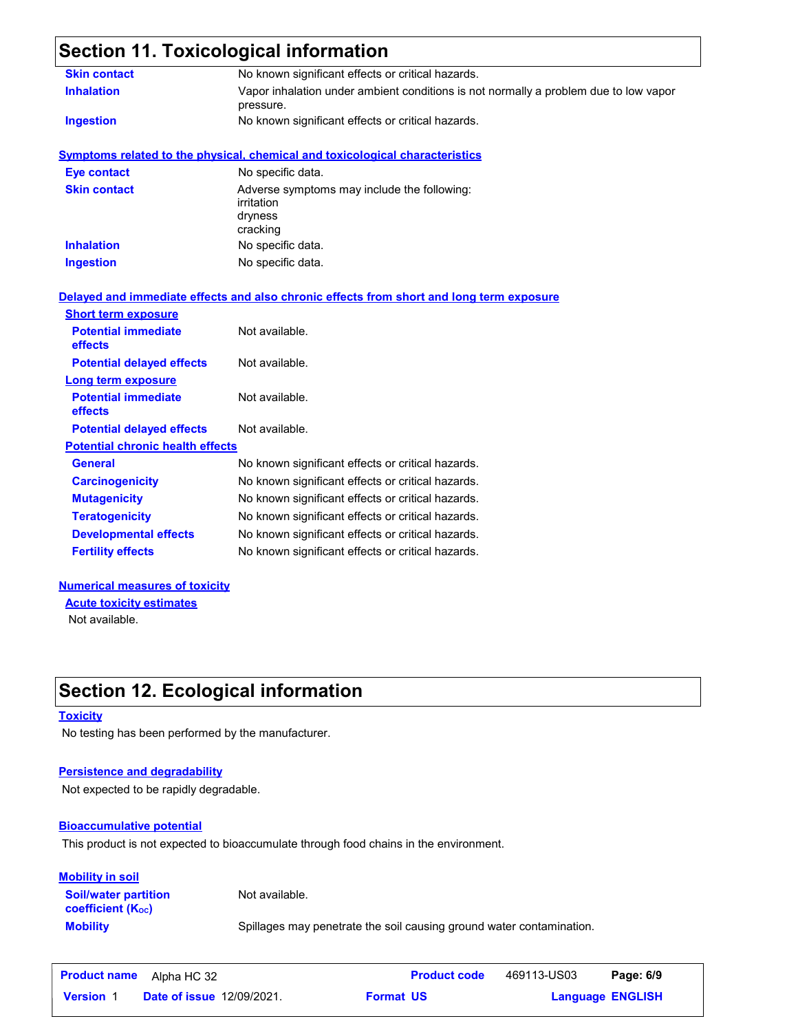## Section 11. Toxicological information

| | |
|---|---|
| **Skin contact** | No known significant effects or critical hazards. |
| **Inhalation** | Vapor inhalation under ambient conditions is not normally a problem due to low vapor pressure. |
| **Ingestion** | No known significant effects or critical hazards. |

### Symptoms related to the physical, chemical and toxicological characteristics

| | |
|---|---|
| **Eye contact** | No specific data. |
| **Skin contact** | Adverse symptoms may include the following:<br>irritation<br>dryness<br>cracking |
| **Inhalation** | No specific data. |
| **Ingestion** | No specific data. |

### Delayed and immediate effects and also chronic effects from short and long term exposure

**Short term exposure**

| | |
|---|---|
| **Potential immediate effects** | Not available. |
| **Potential delayed effects** | Not available. |

**Long term exposure**

| | |
|---|---|
| **Potential immediate effects** | Not available. |
| **Potential delayed effects** | Not available. |

**Potential chronic health effects**

| | |
|---|---|
| **General** | No known significant effects or critical hazards. |
| **Carcinogenicity** | No known significant effects or critical hazards. |
| **Mutagenicity** | No known significant effects or critical hazards. |
| **Teratogenicity** | No known significant effects or critical hazards. |
| **Developmental effects** | No known significant effects or critical hazards. |
| **Fertility effects** | No known significant effects or critical hazards. |

### Numerical measures of toxicity

**Acute toxicity estimates**

Not available.

## Section 12. Ecological information

### Toxicity

No testing has been performed by the manufacturer.

### Persistence and degradability

Not expected to be rapidly degradable.

### Bioaccumulative potential

This product is not expected to bioaccumulate through food chains in the environment.

### Mobility in soil

| | |
|---|---|
| **Soil/water partition coefficient ($K_{OC}$)** | Not available. |
| **Mobility** | Spillages may penetrate the soil causing ground water contamination. |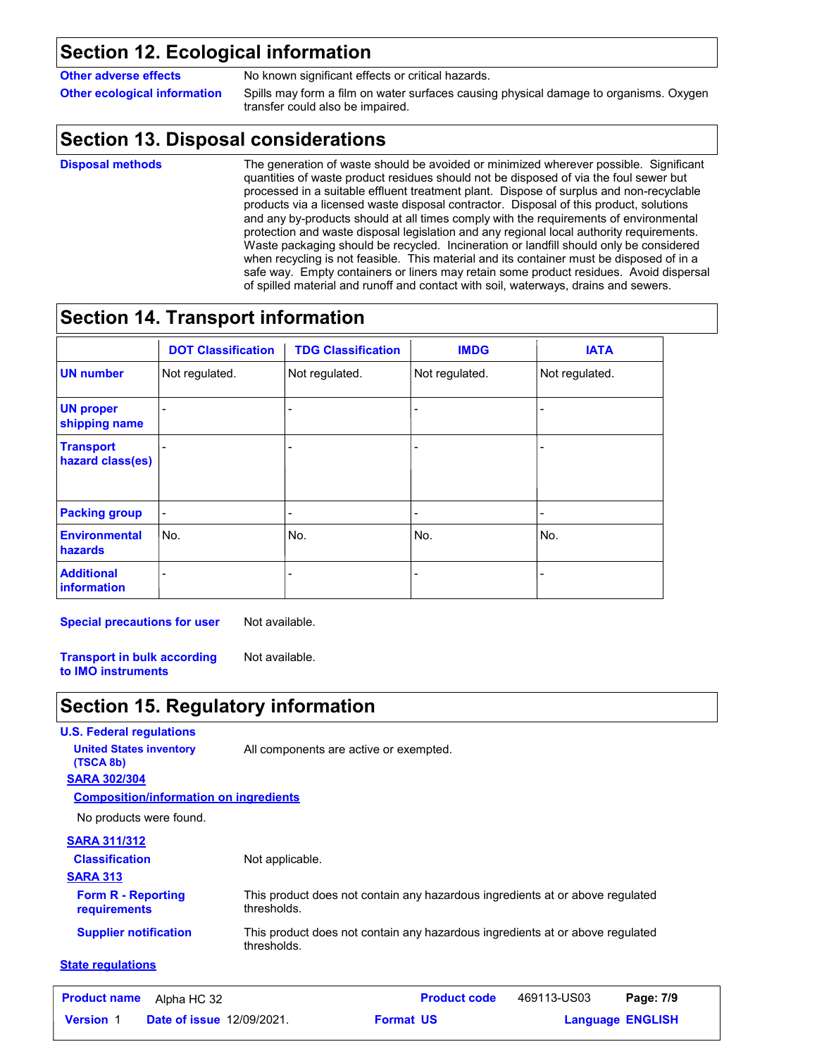## Section 12. Ecological information

**Other adverse effects** No known significant effects or critical hazards.

**Other ecological information** Spills may form a film on water surfaces causing physical damage to organisms. Oxygen transfer could also be impaired.

## Section 13. Disposal considerations

**Disposal methods** The generation of waste should be avoided or minimized wherever possible. Significant quantities of waste product residues should not be disposed of via the foul sewer but processed in a suitable effluent treatment plant. Dispose of surplus and non-recyclable products via a licensed waste disposal contractor. Disposal of this product, solutions and any by-products should at all times comply with the requirements of environmental protection and waste disposal legislation and any regional local authority requirements. Waste packaging should be recycled. Incineration or landfill should only be considered when recycling is not feasible. This material and its container must be disposed of in a safe way. Empty containers or liners may retain some product residues. Avoid dispersal of spilled material and runoff and contact with soil, waterways, drains and sewers.

## Section 14. Transport information

| | DOT Classification | TDG Classification | IMDG | IATA |
|---|---|---|---|---|
| **UN number** | Not regulated. | Not regulated. | Not regulated. | Not regulated. |
| **UN proper shipping name** | - | - | - | - |
| **Transport hazard class(es)** | - | - | - | - |
| **Packing group** | - | - | - | - |
| **Environmental hazards** | No. | No. | No. | No. |
| **Additional information** | - | - | - | - |

**Special precautions for user** Not available.

**Transport in bulk according to IMO instruments** Not available.

## Section 15. Regulatory information

**U.S. Federal regulations**

**United States inventory (TSCA 8b)** All components are active or exempted.

**SARA 302/304**

**Composition/information on ingredients**

No products were found.

**SARA 311/312**

**Classification** Not applicable.

**SARA 313**

**Form R - Reporting requirements** This product does not contain any hazardous ingredients at or above regulated thresholds.

**Supplier notification** This product does not contain any hazardous ingredients at or above regulated thresholds.

**State regulations**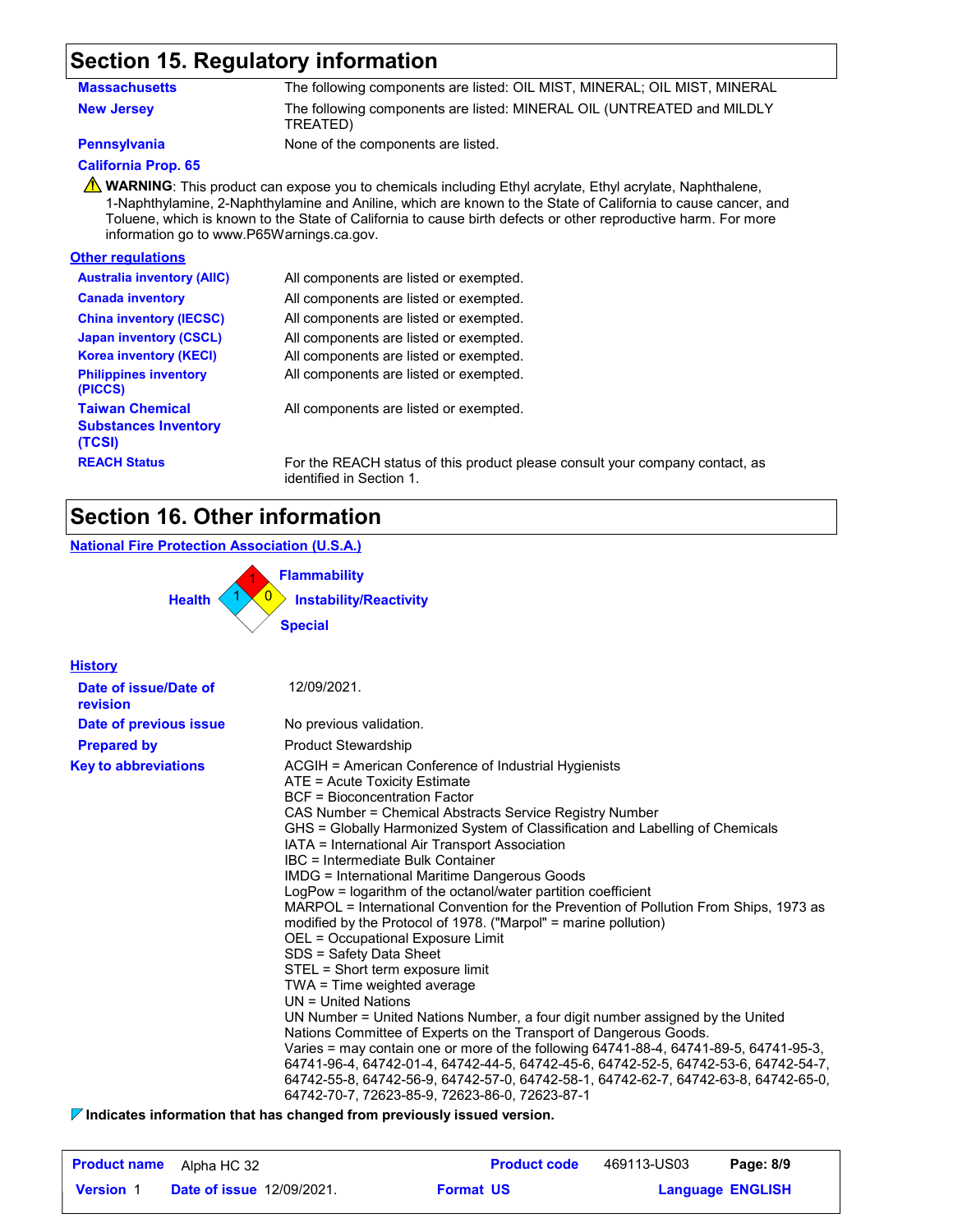## Section 15. Regulatory information

| | |
|---|---|
| **Massachusetts** | The following components are listed: OIL MIST, MINERAL; OIL MIST, MINERAL |
| **New Jersey** | The following components are listed: MINERAL OIL (UNTREATED and MILDLY TREATED) |
| **Pennsylvania** | None of the components are listed. |

**California Prop. 65**

⚠ **WARNING**: This product can expose you to chemicals including Ethyl acrylate, Ethyl acrylate, Naphthalene, 1-Naphthylamine, 2-Naphthylamine and Aniline, which are known to the State of California to cause cancer, and Toluene, which is known to the State of California to cause birth defects or other reproductive harm. For more information go to www.P65Warnings.ca.gov.

**Other regulations**

| | |
|---|---|
| **Australia inventory (AIIC)** | All components are listed or exempted. |
| **Canada inventory** | All components are listed or exempted. |
| **China inventory (IECSC)** | All components are listed or exempted. |
| **Japan inventory (CSCL)** | All components are listed or exempted. |
| **Korea inventory (KECI)** | All components are listed or exempted. |
| **Philippines inventory (PICCS)** | All components are listed or exempted. |
| **Taiwan Chemical Substances Inventory (TCSI)** | All components are listed or exempted. |
| **REACH Status** | For the REACH status of this product please consult your company contact, as identified in Section 1. |

## Section 16. Other information

**National Fire Protection Association (U.S.A.)**

| | |
|---|---|
| **Health** | 1 |
| **Flammability** | 1 |
| **Instability/Reactivity** | 0 |
| **Special** | |

**History**

| | |
|---|---|
| **Date of issue/Date of revision** | 12/09/2021. |
| **Date of previous issue** | No previous validation. |
| **Prepared by** | Product Stewardship |

**Key to abbreviations**

ACGIH = American Conference of Industrial Hygienists
ATE = Acute Toxicity Estimate
BCF = Bioconcentration Factor
CAS Number = Chemical Abstracts Service Registry Number
GHS = Globally Harmonized System of Classification and Labelling of Chemicals
IATA = International Air Transport Association
IBC = Intermediate Bulk Container
IMDG = International Maritime Dangerous Goods
LogPow = logarithm of the octanol/water partition coefficient
MARPOL = International Convention for the Prevention of Pollution From Ships, 1973 as modified by the Protocol of 1978. ("Marpol" = marine pollution)
OEL = Occupational Exposure Limit
SDS = Safety Data Sheet
STEL = Short term exposure limit
TWA = Time weighted average
UN = United Nations
UN Number = United Nations Number, a four digit number assigned by the United Nations Committee of Experts on the Transport of Dangerous Goods.
Varies = may contain one or more of the following 64741-88-4, 64741-89-5, 64741-95-3, 64741-96-4, 64742-01-4, 64742-44-5, 64742-45-6, 64742-52-5, 64742-53-6, 64742-54-7, 64742-55-8, 64742-56-9, 64742-57-0, 64742-58-1, 64742-62-7, 64742-63-8, 64742-65-0, 64742-70-7, 72623-85-9, 72623-86-0, 72623-87-1

**Indicates information that has changed from previously issued version.**

| | | | |
|---|---|---|---|
| **Product name** Alpha HC 32 | | **Product code** 469113-US03 | |
| **Version** 1 | **Date of issue** 12/09/2021. | **Format** US | **Language** ENGLISH |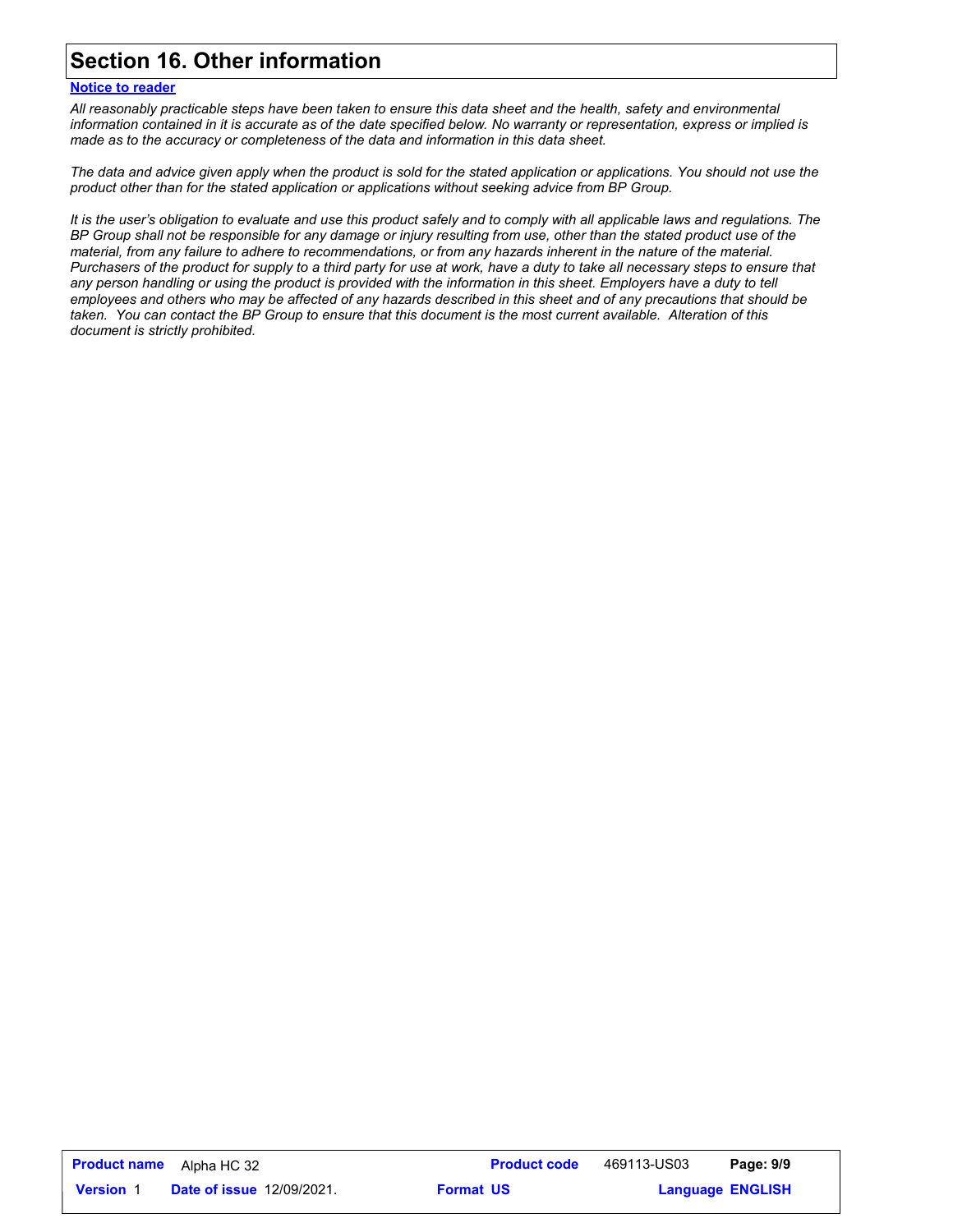## Section 16. Other information

**Notice to reader**

*All reasonably practicable steps have been taken to ensure this data sheet and the health, safety and environmental information contained in it is accurate as of the date specified below. No warranty or representation, express or implied is made as to the accuracy or completeness of the data and information in this data sheet.*

*The data and advice given apply when the product is sold for the stated application or applications. You should not use the product other than for the stated application or applications without seeking advice from BP Group.*

*It is the user's obligation to evaluate and use this product safely and to comply with all applicable laws and regulations. The BP Group shall not be responsible for any damage or injury resulting from use, other than the stated product use of the material, from any failure to adhere to recommendations, or from any hazards inherent in the nature of the material. Purchasers of the product for supply to a third party for use at work, have a duty to take all necessary steps to ensure that any person handling or using the product is provided with the information in this sheet. Employers have a duty to tell employees and others who may be affected of any hazards described in this sheet and of any precautions that should be taken. You can contact the BP Group to ensure that this document is the most current available. Alteration of this document is strictly prohibited.*